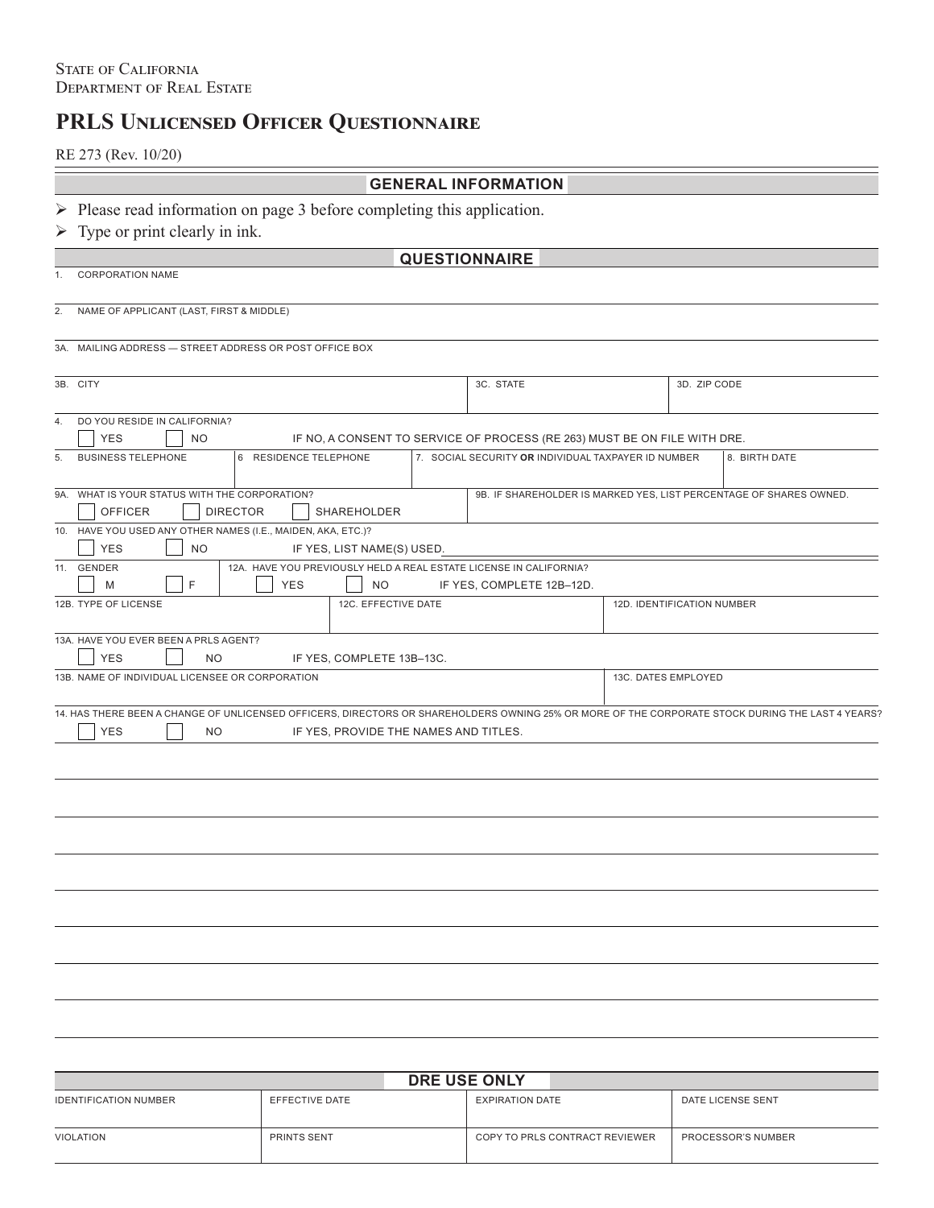State of California
Department of Real Estate

# PRLS Unlicensed Officer Questionnaire

RE 273 (Rev. 10/20)

## GENERAL INFORMATION

- Please read information on page 3 before completing this application.
- Type or print clearly in ink.

## QUESTIONNAIRE

1. CORPORATION NAME

2. NAME OF APPLICANT (LAST, FIRST & MIDDLE)

3A. MAILING ADDRESS — STREET ADDRESS OR POST OFFICE BOX

| 3B. CITY | 3C. STATE | 3D. ZIP CODE |
|---|---|---|
| | | |

4. DO YOU RESIDE IN CALIFORNIA?
☐ YES ☐ NO IF NO, A CONSENT TO SERVICE OF PROCESS (RE 263) MUST BE ON FILE WITH DRE.

| 5. BUSINESS TELEPHONE | 6 RESIDENCE TELEPHONE | 7. SOCIAL SECURITY **OR** INDIVIDUAL TAXPAYER ID NUMBER | 8. BIRTH DATE |
|---|---|---|---|
| | | | |

| 9A. WHAT IS YOUR STATUS WITH THE CORPORATION? | 9B. IF SHAREHOLDER IS MARKED YES, LIST PERCENTAGE OF SHARES OWNED. |
|---|---|
| ☐ OFFICER ☐ DIRECTOR ☐ SHAREHOLDER | |

10. HAVE YOU USED ANY OTHER NAMES (I.E., MAIDEN, AKA, ETC.)?
☐ YES ☐ NO IF YES, LIST NAME(S) USED.

| 11. GENDER | 12A. HAVE YOU PREVIOUSLY HELD A REAL ESTATE LICENSE IN CALIFORNIA? |
|---|---|
| ☐ M ☐ F | ☐ YES ☐ NO IF YES, COMPLETE 12B–12D. |

| 12B. TYPE OF LICENSE | 12C. EFFECTIVE DATE | 12D. IDENTIFICATION NUMBER |
|---|---|---|
| | | |

13A. HAVE YOU EVER BEEN A PRLS AGENT?
☐ YES ☐ NO IF YES, COMPLETE 13B–13C.

| 13B. NAME OF INDIVIDUAL LICENSEE OR CORPORATION | 13C. DATES EMPLOYED |
|---|---|
| | |

14. HAS THERE BEEN A CHANGE OF UNLICENSED OFFICERS, DIRECTORS OR SHAREHOLDERS OWNING 25% OR MORE OF THE CORPORATE STOCK DURING THE LAST 4 YEARS?
☐ YES ☐ NO IF YES, PROVIDE THE NAMES AND TITLES.

## DRE USE ONLY

| IDENTIFICATION NUMBER | EFFECTIVE DATE | EXPIRATION DATE | DATE LICENSE SENT |
|---|---|---|---|
| | | | |
| VIOLATION | PRINTS SENT | COPY TO PRLS CONTRACT REVIEWER | PROCESSOR'S NUMBER |
| | | | |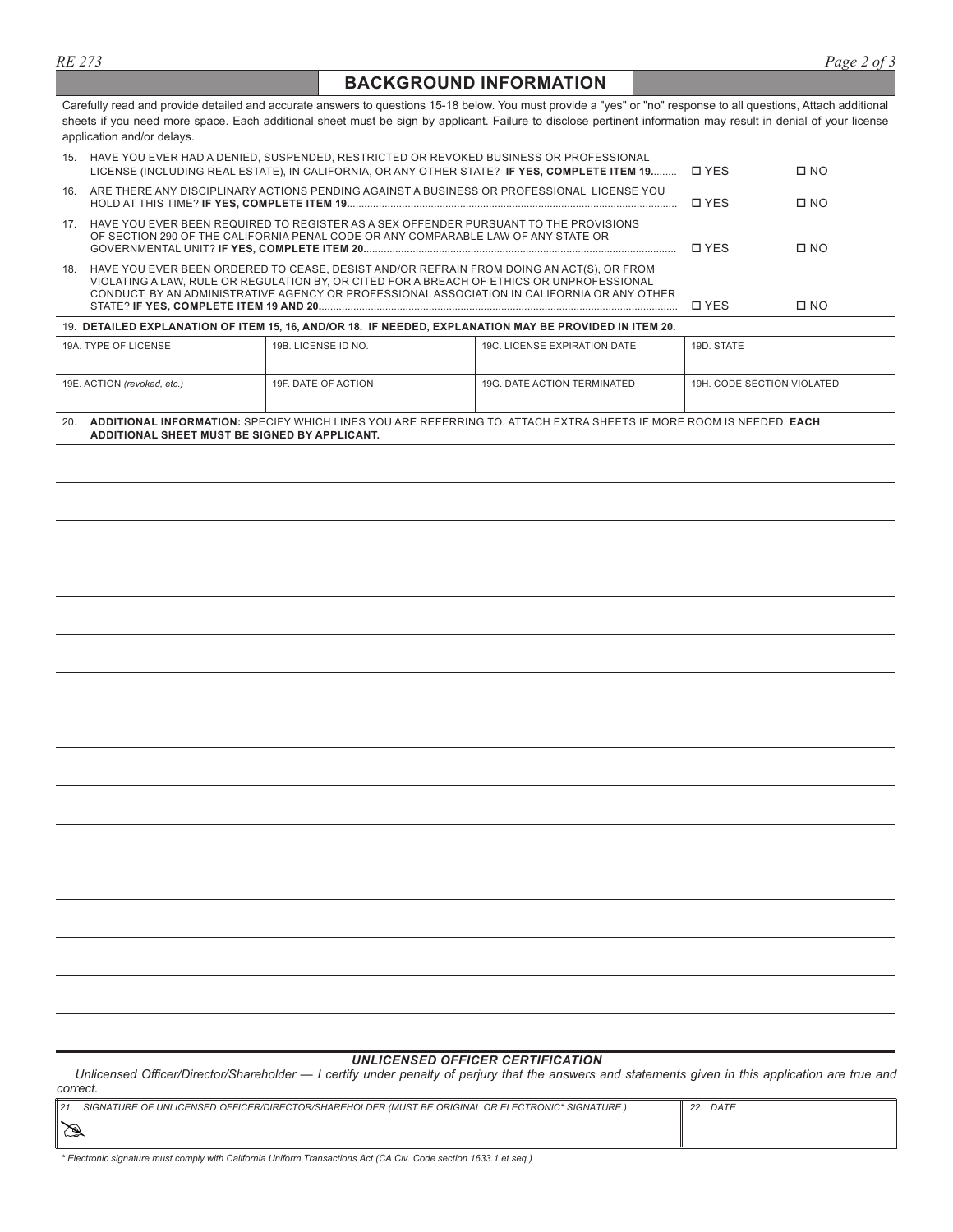## BACKGROUND INFORMATION

Carefully read and provide detailed and accurate answers to questions 15-18 below. You must provide a "yes" or "no" response to all questions, Attach additional sheets if you need more space. Each additional sheet must be sign by applicant. Failure to disclose pertinent information may result in denial of your license application and/or delays.

15. HAVE YOU EVER HAD A DENIED, SUSPENDED, RESTRICTED OR REVOKED BUSINESS OR PROFESSIONAL LICENSE (INCLUDING REAL ESTATE), IN CALIFORNIA, OR ANY OTHER STATE? **IF YES, COMPLETE ITEM 19.**........ ☐ YES ☐ NO

16. ARE THERE ANY DISCIPLINARY ACTIONS PENDING AGAINST A BUSINESS OR PROFESSIONAL LICENSE YOU HOLD AT THIS TIME? **IF YES, COMPLETE ITEM 19.**........ ☐ YES ☐ NO

17. HAVE YOU EVER BEEN REQUIRED TO REGISTER AS A SEX OFFENDER PURSUANT TO THE PROVISIONS OF SECTION 290 OF THE CALIFORNIA PENAL CODE OR ANY COMPARABLE LAW OF ANY STATE OR GOVERNMENTAL UNIT? **IF YES, COMPLETE ITEM 20.**........ ☐ YES ☐ NO

18. HAVE YOU EVER BEEN ORDERED TO CEASE, DESIST AND/OR REFRAIN FROM DOING AN ACT(S), OR FROM VIOLATING A LAW, RULE OR REGULATION BY, OR CITED FOR A BREACH OF ETHICS OR UNPROFESSIONAL CONDUCT, BY AN ADMINISTRATIVE AGENCY OR PROFESSIONAL ASSOCIATION IN CALIFORNIA OR ANY OTHER STATE? **IF YES, COMPLETE ITEM 19 AND 20.**........ ☐ YES ☐ NO

19. **DETAILED EXPLANATION OF ITEM 15, 16, AND/OR 18. IF NEEDED, EXPLANATION MAY BE PROVIDED IN ITEM 20.**

| 19A. TYPE OF LICENSE | 19B. LICENSE ID NO. | 19C. LICENSE EXPIRATION DATE | 19D. STATE |
|---|---|---|---|
| | | | |
| 19E. ACTION *(revoked, etc.)* | 19F. DATE OF ACTION | 19G. DATE ACTION TERMINATED | 19H. CODE SECTION VIOLATED |
| | | | |

20. **ADDITIONAL INFORMATION:** SPECIFY WHICH LINES YOU ARE REFERRING TO. ATTACH EXTRA SHEETS IF MORE ROOM IS NEEDED. **EACH ADDITIONAL SHEET MUST BE SIGNED BY APPLICANT.**

### *UNLICENSED OFFICER CERTIFICATION*

*Unlicensed Officer/Director/Shareholder — I certify under penalty of perjury that the answers and statements given in this application are true and correct.*

| *21. SIGNATURE OF UNLICENSED OFFICER/DIRECTOR/SHAREHOLDER (MUST BE ORIGINAL OR ELECTRONIC\* SIGNATURE.)* | *22. DATE* |
|---|---|
| | |

*\* Electronic signature must comply with California Uniform Transactions Act (CA Civ. Code section 1633.1 et.seq.)*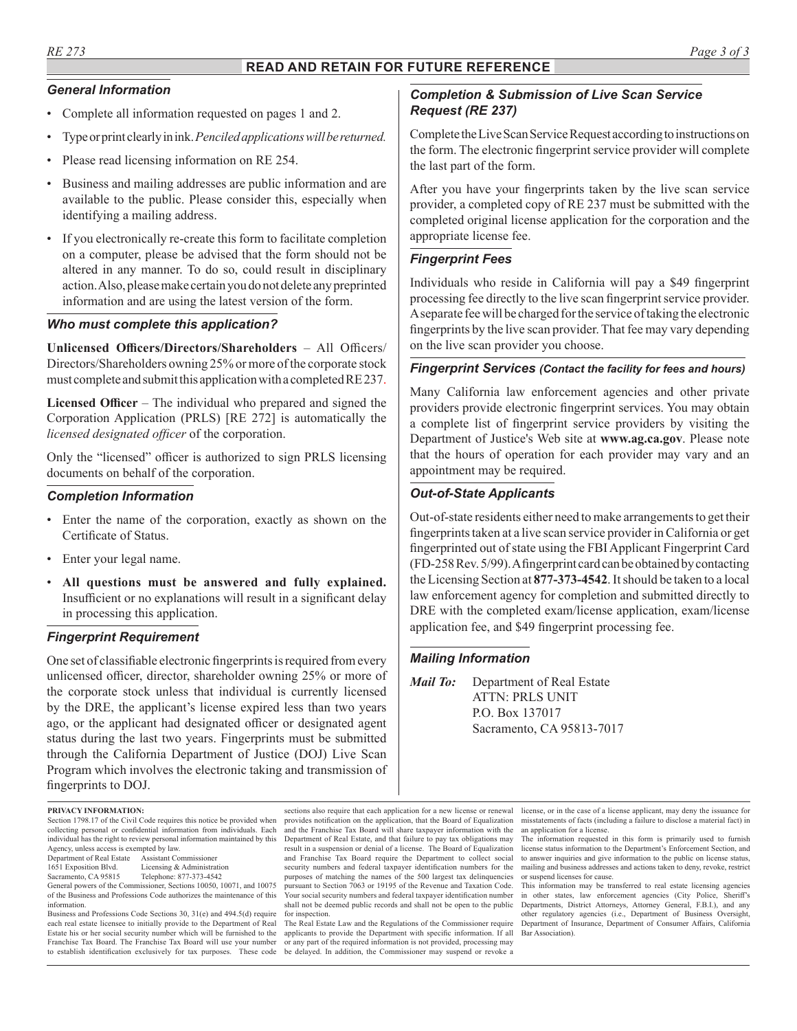**READ AND RETAIN FOR FUTURE REFERENCE**

### *General Information*

- Complete all information requested on pages 1 and 2.
- Type or print clearly in ink. *Penciled applications will be returned.*
- Please read licensing information on RE 254.
- Business and mailing addresses are public information and are available to the public. Please consider this, especially when identifying a mailing address.
- If you electronically re-create this form to facilitate completion on a computer, please be advised that the form should not be altered in any manner. To do so, could result in disciplinary action. Also, please make certain you do not delete any preprinted information and are using the latest version of the form.

### *Who must complete this application?*

**Unlicensed Officers/Directors/Shareholders** – All Officers/Directors/Shareholders owning 25% or more of the corporate stock must complete and submit this application with a completed RE 237.

**Licensed Officer** – The individual who prepared and signed the Corporation Application (PRLS) [RE 272] is automatically the *licensed designated officer* of the corporation.

Only the "licensed" officer is authorized to sign PRLS licensing documents on behalf of the corporation.

### *Completion Information*

- Enter the name of the corporation, exactly as shown on the Certificate of Status.
- Enter your legal name.
- **All questions must be answered and fully explained.** Insufficient or no explanations will result in a significant delay in processing this application.

### *Fingerprint Requirement*

One set of classifiable electronic fingerprints is required from every unlicensed officer, director, shareholder owning 25% or more of the corporate stock unless that individual is currently licensed by the DRE, the applicant's license expired less than two years ago, or the applicant had designated officer or designated agent status during the last two years. Fingerprints must be submitted through the California Department of Justice (DOJ) Live Scan Program which involves the electronic taking and transmission of fingerprints to DOJ.

### *Completion & Submission of Live Scan Service Request (RE 237)*

Complete the Live Scan Service Request according to instructions on the form. The electronic fingerprint service provider will complete the last part of the form.

After you have your fingerprints taken by the live scan service provider, a completed copy of RE 237 must be submitted with the completed original license application for the corporation and the appropriate license fee.

### *Fingerprint Fees*

Individuals who reside in California will pay a $49 fingerprint processing fee directly to the live scan fingerprint service provider. A separate fee will be charged for the service of taking the electronic fingerprints by the live scan provider. That fee may vary depending on the live scan provider you choose.

### *Fingerprint Services (Contact the facility for fees and hours)*

Many California law enforcement agencies and other private providers provide electronic fingerprint services. You may obtain a complete list of fingerprint service providers by visiting the Department of Justice's Web site at **www.ag.ca.gov**. Please note that the hours of operation for each provider may vary and an appointment may be required.

### *Out-of-State Applicants*

Out-of-state residents either need to make arrangements to get their fingerprints taken at a live scan service provider in California or get fingerprinted out of state using the FBI Applicant Fingerprint Card (FD-258 Rev. 5/99). A fingerprint card can be obtained by contacting the Licensing Section at **877-373-4542**. It should be taken to a local law enforcement agency for completion and submitted directly to DRE with the completed exam/license application, exam/license application fee, and $49 fingerprint processing fee.

### *Mailing Information*

***Mail To:*** Department of Real Estate
ATTN: PRLS UNIT
P.O. Box 137017
Sacramento, CA 95813-7017

**PRIVACY INFORMATION:**

Section 1798.17 of the Civil Code requires this notice be provided when collecting personal or confidential information from individuals. Each individual has the right to review personal information maintained by this Agency, unless access is exempted by law.

Department of Real Estate — Assistant Commissioner
1651 Exposition Blvd. — Licensing & Administration
Sacramento, CA 95815 — Telephone: 877-373-4542

General powers of the Commissioner, Sections 10050, 10071, and 10075 of the Business and Professions Code authorizes the maintenance of this information.

Business and Professions Code Sections 30, 31(e) and 494.5(d) require each real estate licensee to initially provide to the Department of Real Estate his or her social security number which will be furnished to the Franchise Tax Board. The Franchise Tax Board will use your number to establish identification exclusively for tax purposes. These code sections also require that each application for a new license or renewal provides notification on the application, that the Board of Equalization and the Franchise Tax Board will share taxpayer information with the Department of Real Estate, and that failure to pay tax obligations may result in a suspension or denial of a license. The Board of Equalization and Franchise Tax Board require the Department to collect social security numbers and federal taxpayer identification numbers for the purposes of matching the names of the 500 largest tax delinquencies pursuant to Section 7063 or 19195 of the Revenue and Taxation Code. Your social security numbers and federal taxpayer identification number shall not be deemed public records and shall not be open to the public for inspection.

The Real Estate Law and the Regulations of the Commissioner require applicants to provide the Department with specific information. If all or any part of the required information is not provided, processing may be delayed. In addition, the Commissioner may suspend or revoke a license, or in the case of a license applicant, may deny the issuance for misstatements of facts (including a failure to disclose a material fact) in an application for a license.

The information requested in this form is primarily used to furnish license status information to the Department's Enforcement Section, and to answer inquiries and give information to the public on license status, mailing and business addresses and actions taken to deny, revoke, restrict or suspend licenses for cause.

This information may be transferred to real estate licensing agencies in other states, law enforcement agencies (City Police, Sheriff's Departments, District Attorneys, Attorney General, F.B.I.), and any other regulatory agencies (i.e., Department of Business Oversight, Department of Insurance, Department of Consumer Affairs, California Bar Association).